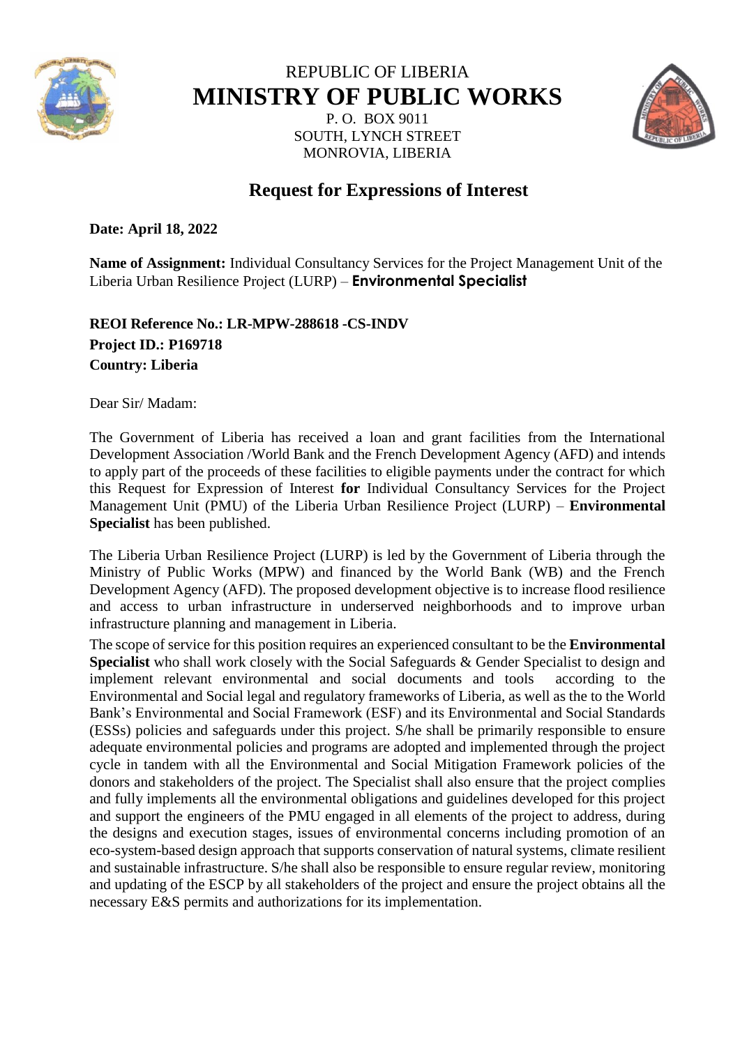REPUBLIC OF LIBERIA

# MINISTRY OF PUBLIC WORKS

P. O. BOX 9011
SOUTH, LYNCH STREET
MONROVIA, LIBERIA

## Request for Expressions of Interest

**Date: April 18, 2022**

**Name of Assignment:** Individual Consultancy Services for the Project Management Unit of the Liberia Urban Resilience Project (LURP) – **Environmental Specialist**

**REOI Reference No.: LR-MPW-288618 -CS-INDV**
**Project ID.: P169718**
**Country: Liberia**

Dear Sir/ Madam:

The Government of Liberia has received a loan and grant facilities from the International Development Association /World Bank and the French Development Agency (AFD) and intends to apply part of the proceeds of these facilities to eligible payments under the contract for which this Request for Expression of Interest **for** Individual Consultancy Services for the Project Management Unit (PMU) of the Liberia Urban Resilience Project (LURP) – **Environmental Specialist** has been published.

The Liberia Urban Resilience Project (LURP) is led by the Government of Liberia through the Ministry of Public Works (MPW) and financed by the World Bank (WB) and the French Development Agency (AFD). The proposed development objective is to increase flood resilience and access to urban infrastructure in underserved neighborhoods and to improve urban infrastructure planning and management in Liberia.

The scope of service for this position requires an experienced consultant to be the **Environmental Specialist** who shall work closely with the Social Safeguards & Gender Specialist to design and implement relevant environmental and social documents and tools according to the Environmental and Social legal and regulatory frameworks of Liberia, as well as the to the World Bank's Environmental and Social Framework (ESF) and its Environmental and Social Standards (ESSs) policies and safeguards under this project. S/he shall be primarily responsible to ensure adequate environmental policies and programs are adopted and implemented through the project cycle in tandem with all the Environmental and Social Mitigation Framework policies of the donors and stakeholders of the project. The Specialist shall also ensure that the project complies and fully implements all the environmental obligations and guidelines developed for this project and support the engineers of the PMU engaged in all elements of the project to address, during the designs and execution stages, issues of environmental concerns including promotion of an eco-system-based design approach that supports conservation of natural systems, climate resilient and sustainable infrastructure. S/he shall also be responsible to ensure regular review, monitoring and updating of the ESCP by all stakeholders of the project and ensure the project obtains all the necessary E&S permits and authorizations for its implementation.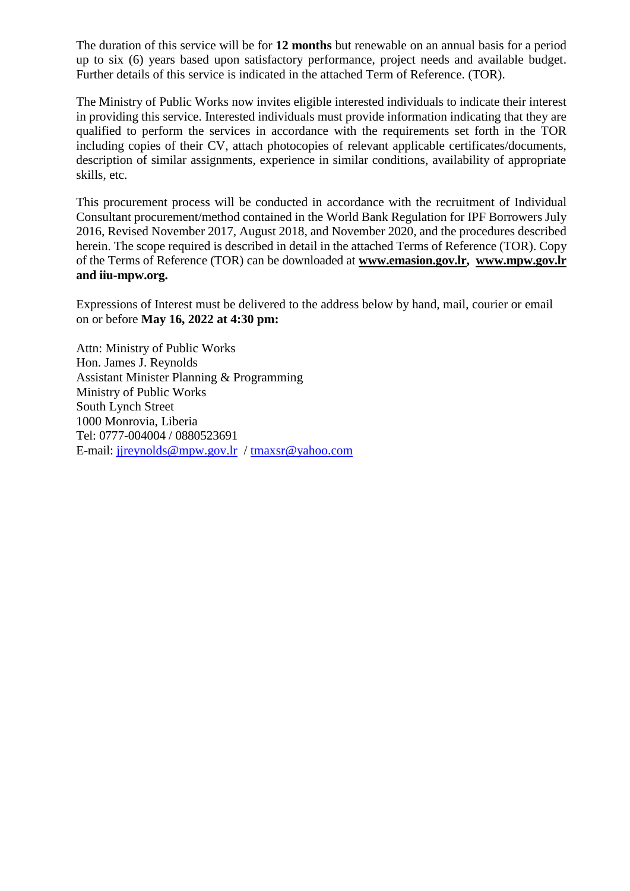The duration of this service will be for **12 months** but renewable on an annual basis for a period up to six (6) years based upon satisfactory performance, project needs and available budget. Further details of this service is indicated in the attached Term of Reference. (TOR).

The Ministry of Public Works now invites eligible interested individuals to indicate their interest in providing this service. Interested individuals must provide information indicating that they are qualified to perform the services in accordance with the requirements set forth in the TOR including copies of their CV, attach photocopies of relevant applicable certificates/documents, description of similar assignments, experience in similar conditions, availability of appropriate skills, etc.

This procurement process will be conducted in accordance with the recruitment of Individual Consultant procurement/method contained in the World Bank Regulation for IPF Borrowers July 2016, Revised November 2017, August 2018, and November 2020, and the procedures described herein. The scope required is described in detail in the attached Terms of Reference (TOR). Copy of the Terms of Reference (TOR) can be downloaded at **www.emasion.gov.lr, www.mpw.gov.lr and iiu-mpw.org.**

Expressions of Interest must be delivered to the address below by hand, mail, courier or email on or before **May 16, 2022 at 4:30 pm:**

Attn: Ministry of Public Works  
Hon. James J. Reynolds  
Assistant Minister Planning & Programming  
Ministry of Public Works  
South Lynch Street  
1000 Monrovia, Liberia  
Tel: 0777-004004 / 0880523691  
E-mail: jjreynolds@mpw.gov.lr / tmaxsr@yahoo.com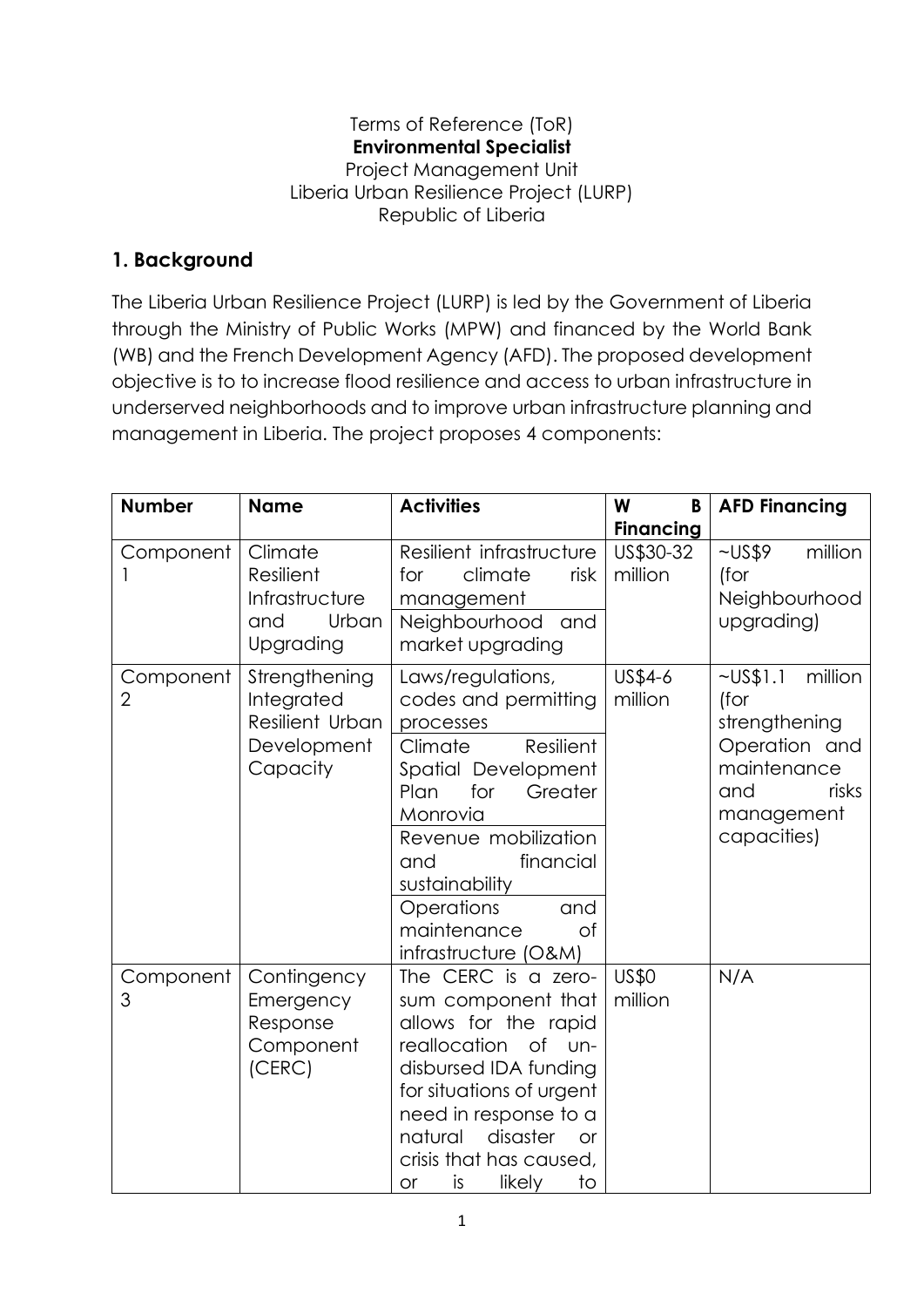Terms of Reference (ToR)
**Environmental Specialist**
Project Management Unit
Liberia Urban Resilience Project (LURP)
Republic of Liberia

## 1. Background

The Liberia Urban Resilience Project (LURP) is led by the Government of Liberia through the Ministry of Public Works (MPW) and financed by the World Bank (WB) and the French Development Agency (AFD). The proposed development objective is to to increase flood resilience and access to urban infrastructure in underserved neighborhoods and to improve urban infrastructure planning and management in Liberia. The project proposes 4 components:

| Number | Name | Activities | WB Financing | AFD Financing |
|---|---|---|---|---|
| Component 1 | Climate Resilient Infrastructure and Urban Upgrading | Resilient infrastructure for climate risk management<br>Neighbourhood and market upgrading | US$30-32 million | ~US$9 million (for Neighbourhood upgrading) |
| Component 2 | Strengthening Integrated Resilient Urban Development Capacity | Laws/regulations, codes and permitting processes<br>Climate Resilient Spatial Development Plan for Greater Monrovia<br>Revenue mobilization and financial sustainability<br>Operations and maintenance of infrastructure (O&M) | US$4-6 million | ~US$1.1 million (for strengthening Operation and maintenance and risks management capacities) |
| Component 3 | Contingency Emergency Response Component (CERC) | The CERC is a zero-sum component that allows for the rapid reallocation of un-disbursed IDA funding for situations of urgent need in response to a natural disaster or crisis that has caused, or is likely to | US$0 million | N/A |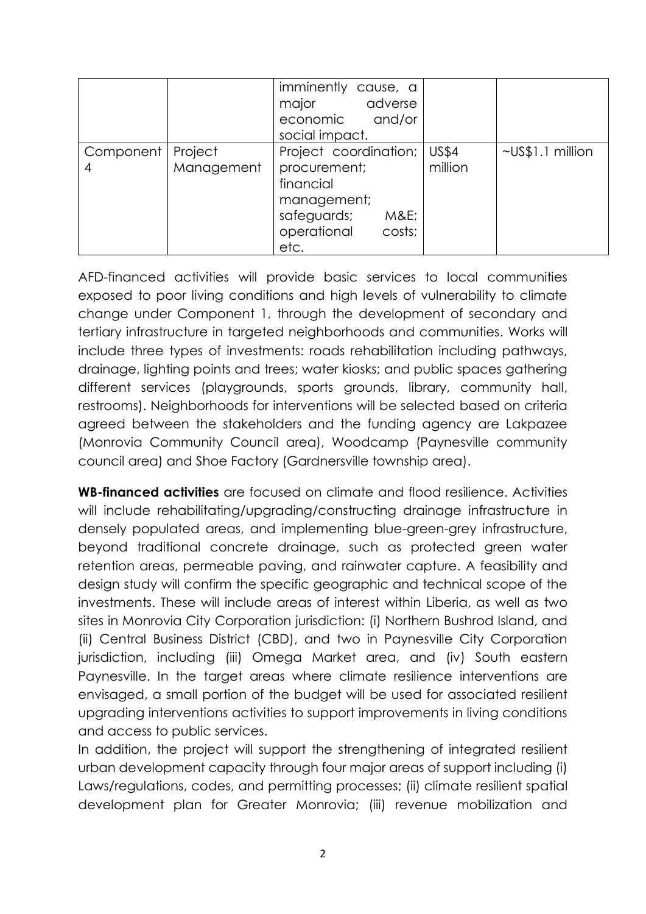| | | imminently cause, a major adverse economic and/or social impact. | | |
|---|---|---|---|---|
| Component 4 | Project Management | Project coordination; procurement; financial management; safeguards; M&E; operational costs; etc. | US$4 million | ~US$1.1 million |

AFD-financed activities will provide basic services to local communities exposed to poor living conditions and high levels of vulnerability to climate change under Component 1, through the development of secondary and tertiary infrastructure in targeted neighborhoods and communities. Works will include three types of investments: roads rehabilitation including pathways, drainage, lighting points and trees; water kiosks; and public spaces gathering different services (playgrounds, sports grounds, library, community hall, restrooms). Neighborhoods for interventions will be selected based on criteria agreed between the stakeholders and the funding agency are Lakpazee (Monrovia Community Council area), Woodcamp (Paynesville community council area) and Shoe Factory (Gardnersville township area).

**WB-financed activities** are focused on climate and flood resilience. Activities will include rehabilitating/upgrading/constructing drainage infrastructure in densely populated areas, and implementing blue-green-grey infrastructure, beyond traditional concrete drainage, such as protected green water retention areas, permeable paving, and rainwater capture. A feasibility and design study will confirm the specific geographic and technical scope of the investments. These will include areas of interest within Liberia, as well as two sites in Monrovia City Corporation jurisdiction: (i) Northern Bushrod Island, and (ii) Central Business District (CBD), and two in Paynesville City Corporation jurisdiction, including (iii) Omega Market area, and (iv) South eastern Paynesville. In the target areas where climate resilience interventions are envisaged, a small portion of the budget will be used for associated resilient upgrading interventions activities to support improvements in living conditions and access to public services.

In addition, the project will support the strengthening of integrated resilient urban development capacity through four major areas of support including (i) Laws/regulations, codes, and permitting processes; (ii) climate resilient spatial development plan for Greater Monrovia; (iii) revenue mobilization and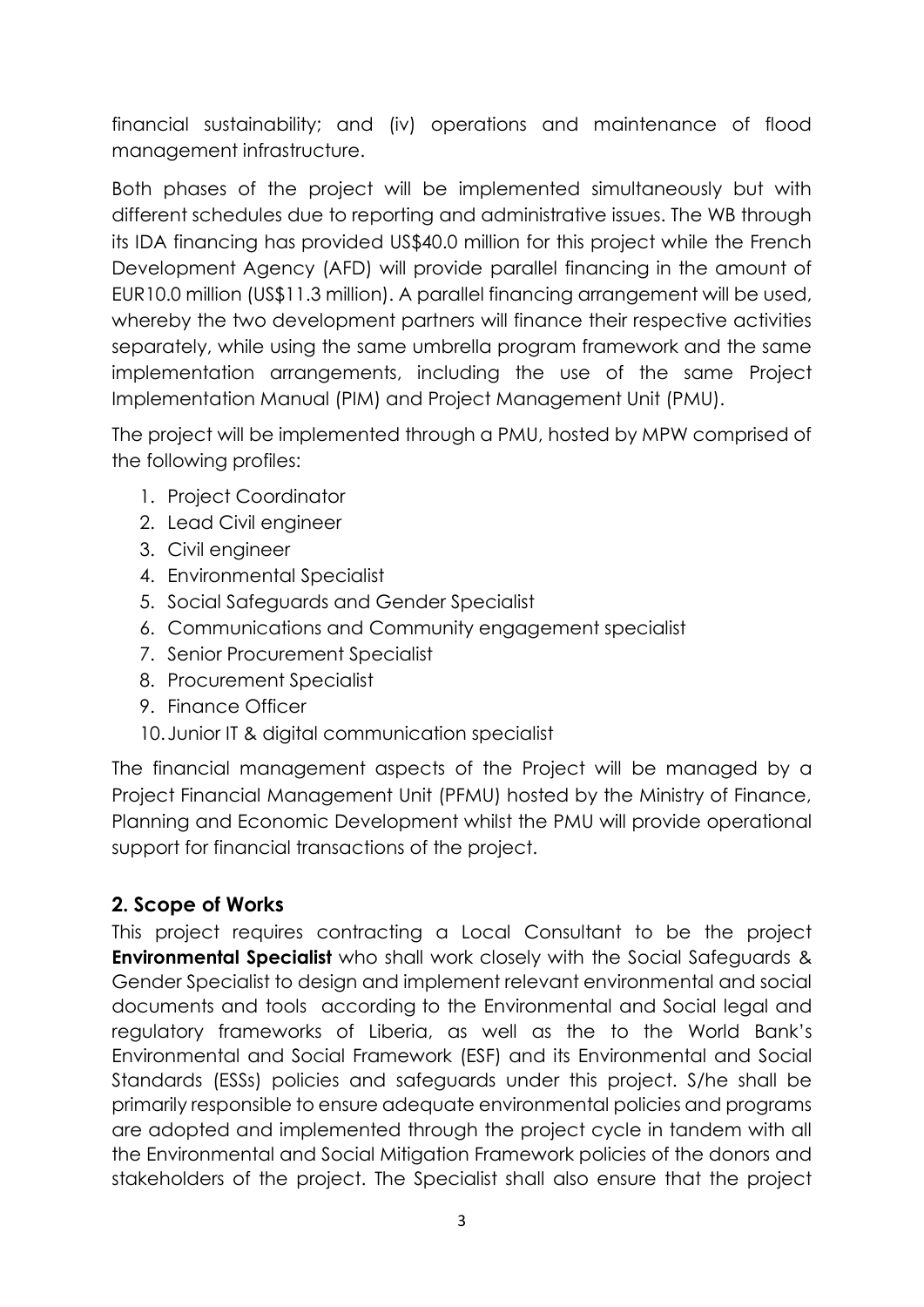financial sustainability; and (iv) operations and maintenance of flood management infrastructure.

Both phases of the project will be implemented simultaneously but with different schedules due to reporting and administrative issues. The WB through its IDA financing has provided US$40.0 million for this project while the French Development Agency (AFD) will provide parallel financing in the amount of EUR10.0 million (US$11.3 million). A parallel financing arrangement will be used, whereby the two development partners will finance their respective activities separately, while using the same umbrella program framework and the same implementation arrangements, including the use of the same Project Implementation Manual (PIM) and Project Management Unit (PMU).

The project will be implemented through a PMU, hosted by MPW comprised of the following profiles:

1. Project Coordinator
2. Lead Civil engineer
3. Civil engineer
4. Environmental Specialist
5. Social Safeguards and Gender Specialist
6. Communications and Community engagement specialist
7. Senior Procurement Specialist
8. Procurement Specialist
9. Finance Officer
10. Junior IT & digital communication specialist

The financial management aspects of the Project will be managed by a Project Financial Management Unit (PFMU) hosted by the Ministry of Finance, Planning and Economic Development whilst the PMU will provide operational support for financial transactions of the project.

## 2. Scope of Works

This project requires contracting a Local Consultant to be the project **Environmental Specialist** who shall work closely with the Social Safeguards & Gender Specialist to design and implement relevant environmental and social documents and tools according to the Environmental and Social legal and regulatory frameworks of Liberia, as well as the to the World Bank's Environmental and Social Framework (ESF) and its Environmental and Social Standards (ESSs) policies and safeguards under this project. S/he shall be primarily responsible to ensure adequate environmental policies and programs are adopted and implemented through the project cycle in tandem with all the Environmental and Social Mitigation Framework policies of the donors and stakeholders of the project. The Specialist shall also ensure that the project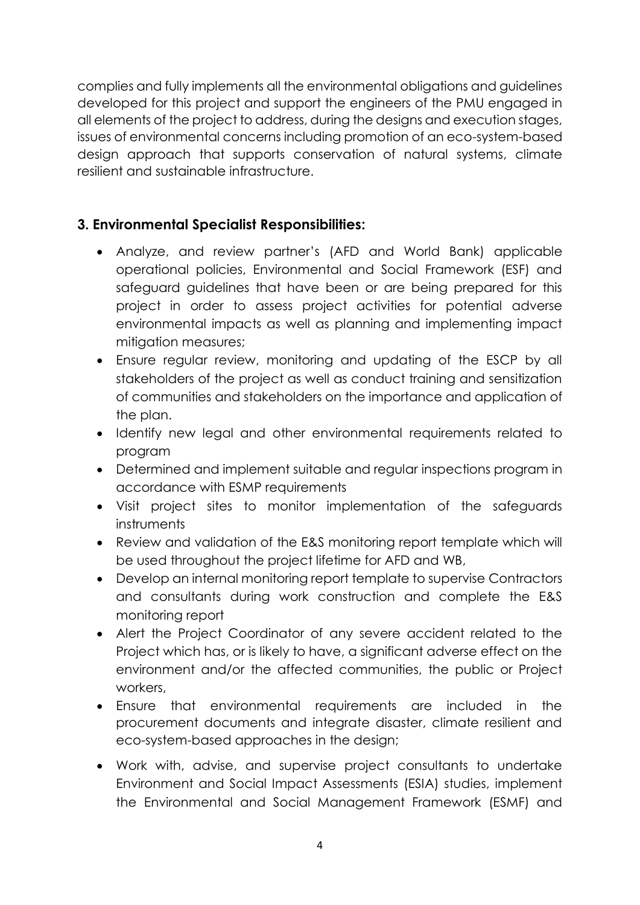complies and fully implements all the environmental obligations and guidelines developed for this project and support the engineers of the PMU engaged in all elements of the project to address, during the designs and execution stages, issues of environmental concerns including promotion of an eco-system-based design approach that supports conservation of natural systems, climate resilient and sustainable infrastructure.

### 3. Environmental Specialist Responsibilities:

- Analyze, and review partner's (AFD and World Bank) applicable operational policies, Environmental and Social Framework (ESF) and safeguard guidelines that have been or are being prepared for this project in order to assess project activities for potential adverse environmental impacts as well as planning and implementing impact mitigation measures;
- Ensure regular review, monitoring and updating of the ESCP by all stakeholders of the project as well as conduct training and sensitization of communities and stakeholders on the importance and application of the plan.
- Identify new legal and other environmental requirements related to program
- Determined and implement suitable and regular inspections program in accordance with ESMP requirements
- Visit project sites to monitor implementation of the safeguards instruments
- Review and validation of the E&S monitoring report template which will be used throughout the project lifetime for AFD and WB,
- Develop an internal monitoring report template to supervise Contractors and consultants during work construction and complete the E&S monitoring report
- Alert the Project Coordinator of any severe accident related to the Project which has, or is likely to have, a significant adverse effect on the environment and/or the affected communities, the public or Project workers,
- Ensure that environmental requirements are included in the procurement documents and integrate disaster, climate resilient and eco-system-based approaches in the design;
- Work with, advise, and supervise project consultants to undertake Environment and Social Impact Assessments (ESIA) studies, implement the Environmental and Social Management Framework (ESMF) and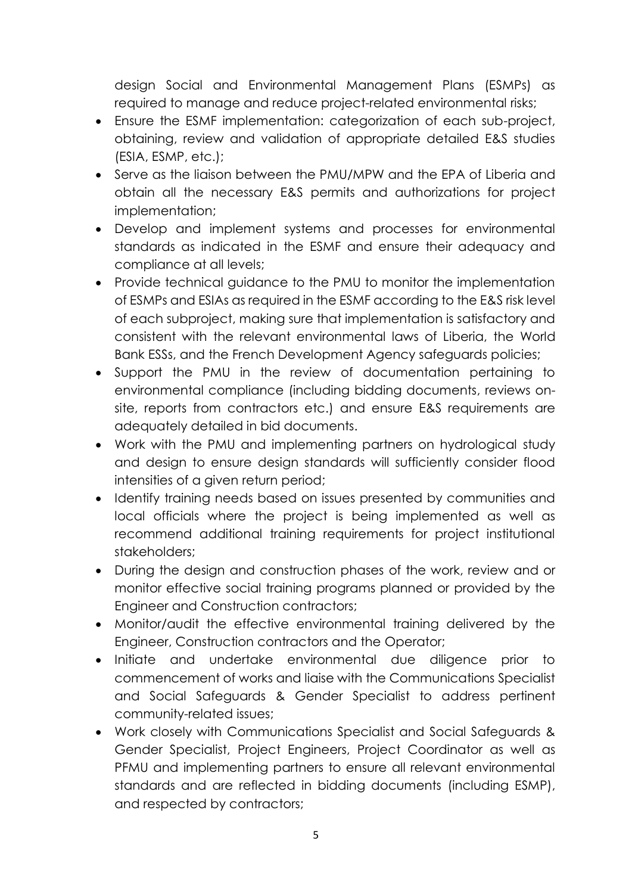design Social and Environmental Management Plans (ESMPs) as required to manage and reduce project-related environmental risks;

- Ensure the ESMF implementation: categorization of each sub-project, obtaining, review and validation of appropriate detailed E&S studies (ESIA, ESMP, etc.);
- Serve as the liaison between the PMU/MPW and the EPA of Liberia and obtain all the necessary E&S permits and authorizations for project implementation;
- Develop and implement systems and processes for environmental standards as indicated in the ESMF and ensure their adequacy and compliance at all levels;
- Provide technical guidance to the PMU to monitor the implementation of ESMPs and ESIAs as required in the ESMF according to the E&S risk level of each subproject, making sure that implementation is satisfactory and consistent with the relevant environmental laws of Liberia, the World Bank ESSs, and the French Development Agency safeguards policies;
- Support the PMU in the review of documentation pertaining to environmental compliance (including bidding documents, reviews on-site, reports from contractors etc.) and ensure E&S requirements are adequately detailed in bid documents.
- Work with the PMU and implementing partners on hydrological study and design to ensure design standards will sufficiently consider flood intensities of a given return period;
- Identify training needs based on issues presented by communities and local officials where the project is being implemented as well as recommend additional training requirements for project institutional stakeholders;
- During the design and construction phases of the work, review and or monitor effective social training programs planned or provided by the Engineer and Construction contractors;
- Monitor/audit the effective environmental training delivered by the Engineer, Construction contractors and the Operator;
- Initiate and undertake environmental due diligence prior to commencement of works and liaise with the Communications Specialist and Social Safeguards & Gender Specialist to address pertinent community-related issues;
- Work closely with Communications Specialist and Social Safeguards & Gender Specialist, Project Engineers, Project Coordinator as well as PFMU and implementing partners to ensure all relevant environmental standards and are reflected in bidding documents (including ESMP), and respected by contractors;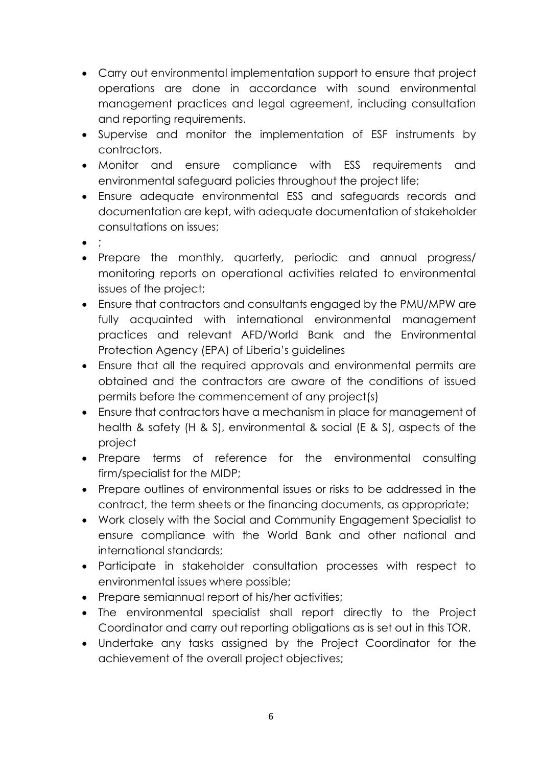- Carry out environmental implementation support to ensure that project operations are done in accordance with sound environmental management practices and legal agreement, including consultation and reporting requirements.
- Supervise and monitor the implementation of ESF instruments by contractors.
- Monitor and ensure compliance with ESS requirements and environmental safeguard policies throughout the project life;
- Ensure adequate environmental ESS and safeguards records and documentation are kept, with adequate documentation of stakeholder consultations on issues;
- ;
- Prepare the monthly, quarterly, periodic and annual progress/ monitoring reports on operational activities related to environmental issues of the project;
- Ensure that contractors and consultants engaged by the PMU/MPW are fully acquainted with international environmental management practices and relevant AFD/World Bank and the Environmental Protection Agency (EPA) of Liberia's guidelines
- Ensure that all the required approvals and environmental permits are obtained and the contractors are aware of the conditions of issued permits before the commencement of any project(s)
- Ensure that contractors have a mechanism in place for management of health & safety (H & S), environmental & social (E & S), aspects of the project
- Prepare terms of reference for the environmental consulting firm/specialist for the MIDP;
- Prepare outlines of environmental issues or risks to be addressed in the contract, the term sheets or the financing documents, as appropriate;
- Work closely with the Social and Community Engagement Specialist to ensure compliance with the World Bank and other national and international standards;
- Participate in stakeholder consultation processes with respect to environmental issues where possible;
- Prepare semiannual report of his/her activities;
- The environmental specialist shall report directly to the Project Coordinator and carry out reporting obligations as is set out in this TOR.
- Undertake any tasks assigned by the Project Coordinator for the achievement of the overall project objectives;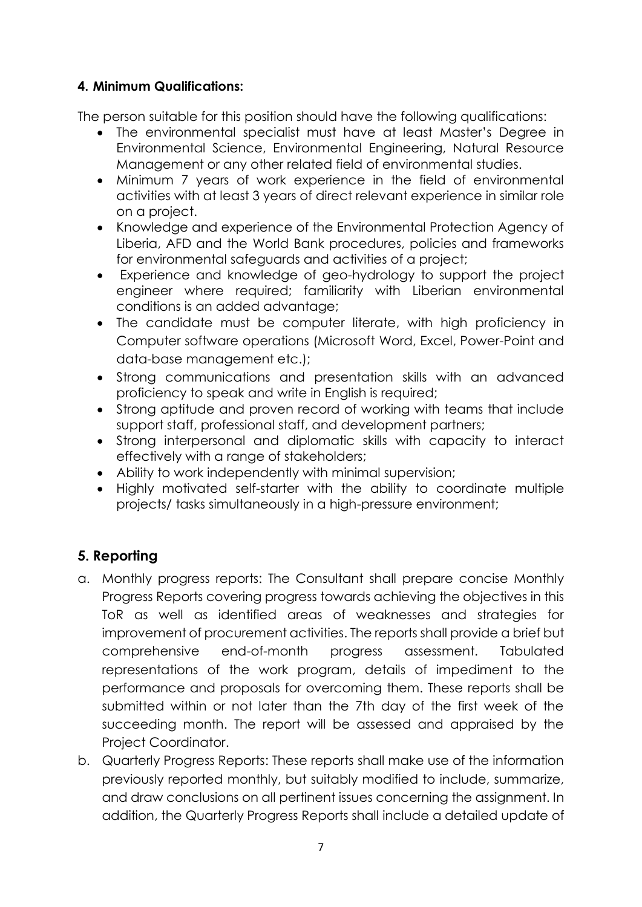### 4. Minimum Qualifications:

The person suitable for this position should have the following qualifications:

- The environmental specialist must have at least Master's Degree in Environmental Science, Environmental Engineering, Natural Resource Management or any other related field of environmental studies.
- Minimum 7 years of work experience in the field of environmental activities with at least 3 years of direct relevant experience in similar role on a project.
- Knowledge and experience of the Environmental Protection Agency of Liberia, AFD and the World Bank procedures, policies and frameworks for environmental safeguards and activities of a project;
- Experience and knowledge of geo-hydrology to support the project engineer where required; familiarity with Liberian environmental conditions is an added advantage;
- The candidate must be computer literate, with high proficiency in Computer software operations (Microsoft Word, Excel, Power-Point and data-base management etc.);
- Strong communications and presentation skills with an advanced proficiency to speak and write in English is required;
- Strong aptitude and proven record of working with teams that include support staff, professional staff, and development partners;
- Strong interpersonal and diplomatic skills with capacity to interact effectively with a range of stakeholders;
- Ability to work independently with minimal supervision;
- Highly motivated self-starter with the ability to coordinate multiple projects/ tasks simultaneously in a high-pressure environment;

## 5. Reporting

a. Monthly progress reports: The Consultant shall prepare concise Monthly Progress Reports covering progress towards achieving the objectives in this ToR as well as identified areas of weaknesses and strategies for improvement of procurement activities. The reports shall provide a brief but comprehensive end-of-month progress assessment. Tabulated representations of the work program, details of impediment to the performance and proposals for overcoming them. These reports shall be submitted within or not later than the 7th day of the first week of the succeeding month. The report will be assessed and appraised by the Project Coordinator.

b. Quarterly Progress Reports: These reports shall make use of the information previously reported monthly, but suitably modified to include, summarize, and draw conclusions on all pertinent issues concerning the assignment. In addition, the Quarterly Progress Reports shall include a detailed update of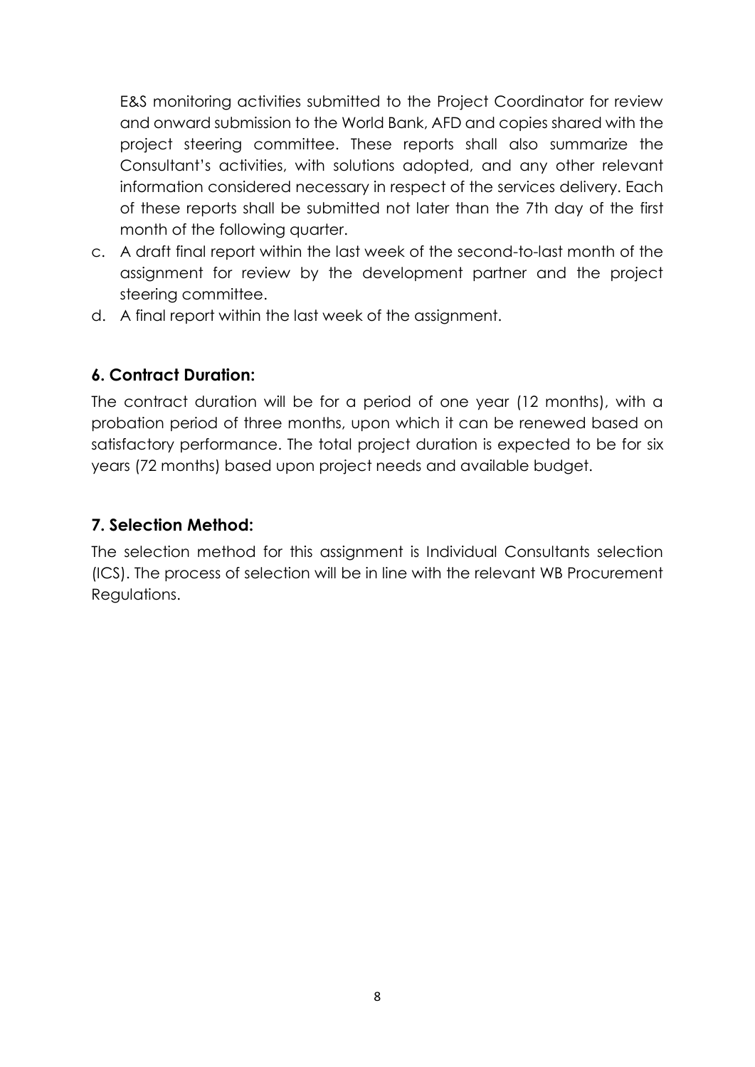E&S monitoring activities submitted to the Project Coordinator for review and onward submission to the World Bank, AFD and copies shared with the project steering committee. These reports shall also summarize the Consultant's activities, with solutions adopted, and any other relevant information considered necessary in respect of the services delivery. Each of these reports shall be submitted not later than the 7th day of the first month of the following quarter.

c. A draft final report within the last week of the second-to-last month of the assignment for review by the development partner and the project steering committee.
d. A final report within the last week of the assignment.

### 6. Contract Duration:

The contract duration will be for a period of one year (12 months), with a probation period of three months, upon which it can be renewed based on satisfactory performance. The total project duration is expected to be for six years (72 months) based upon project needs and available budget.

### 7. Selection Method:

The selection method for this assignment is Individual Consultants selection (ICS). The process of selection will be in line with the relevant WB Procurement Regulations.